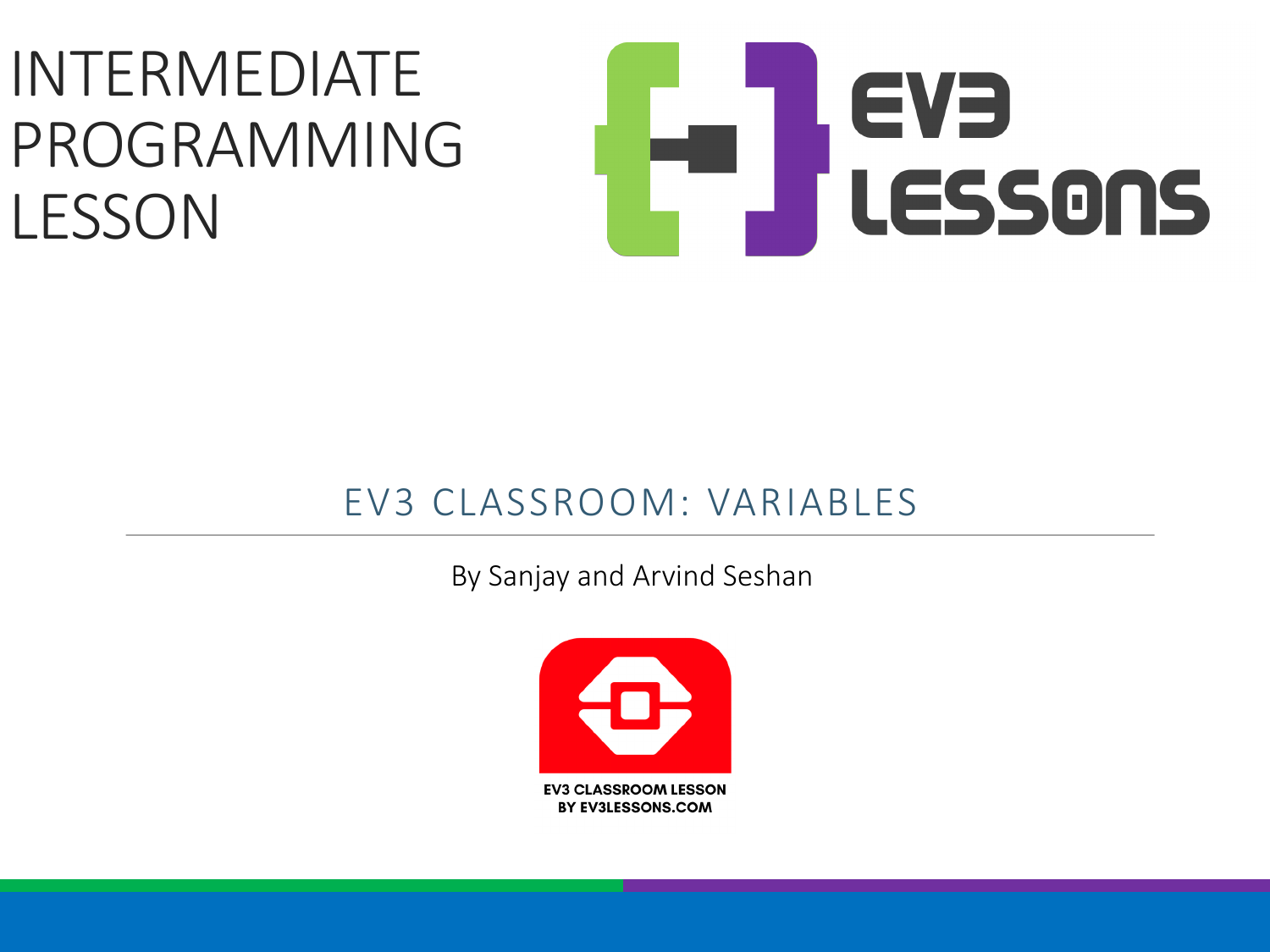# INTERMEDIATE PROGRAMMING LESSON

EV3 LESSONS

## EV3 CLASSROOM: VARIABLES

By Sanjay and Arvind Seshan

EV3 CLASSROOM LESSON
BY EV3LESSONS.COM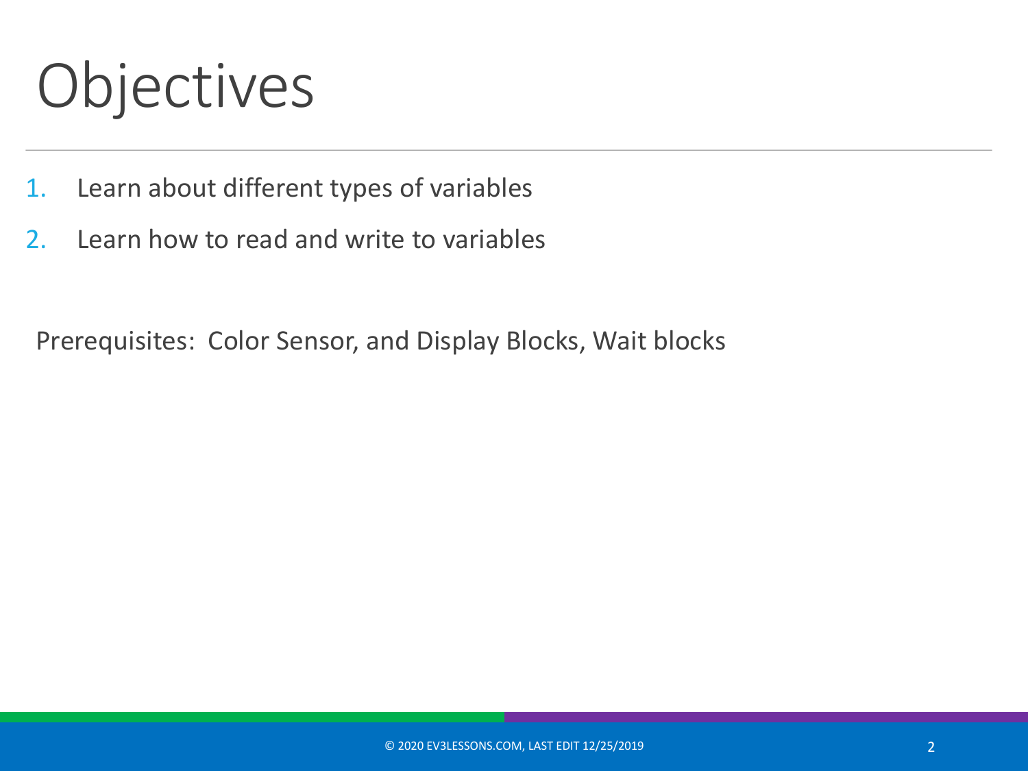# Objectives

1. Learn about different types of variables
2. Learn how to read and write to variables

Prerequisites: Color Sensor, and Display Blocks, Wait blocks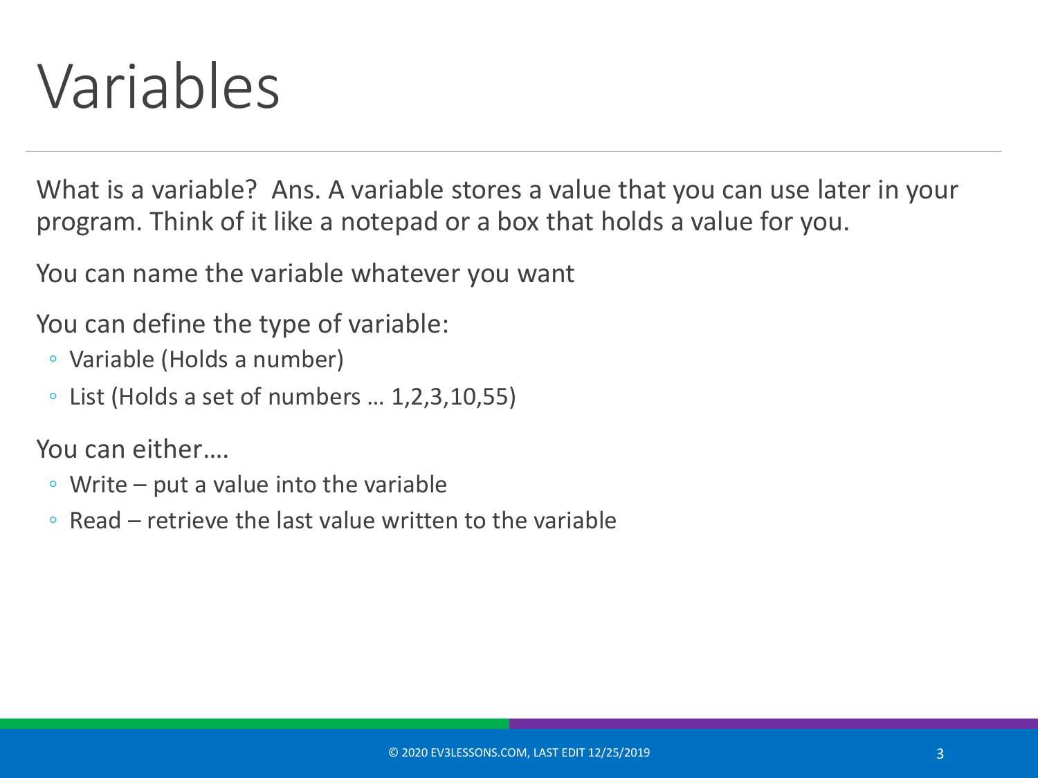# Variables

What is a variable? Ans. A variable stores a value that you can use later in your program. Think of it like a notepad or a box that holds a value for you.

You can name the variable whatever you want

You can define the type of variable:

- Variable (Holds a number)
- List (Holds a set of numbers … 1,2,3,10,55)

You can either….

- Write – put a value into the variable
- Read – retrieve the last value written to the variable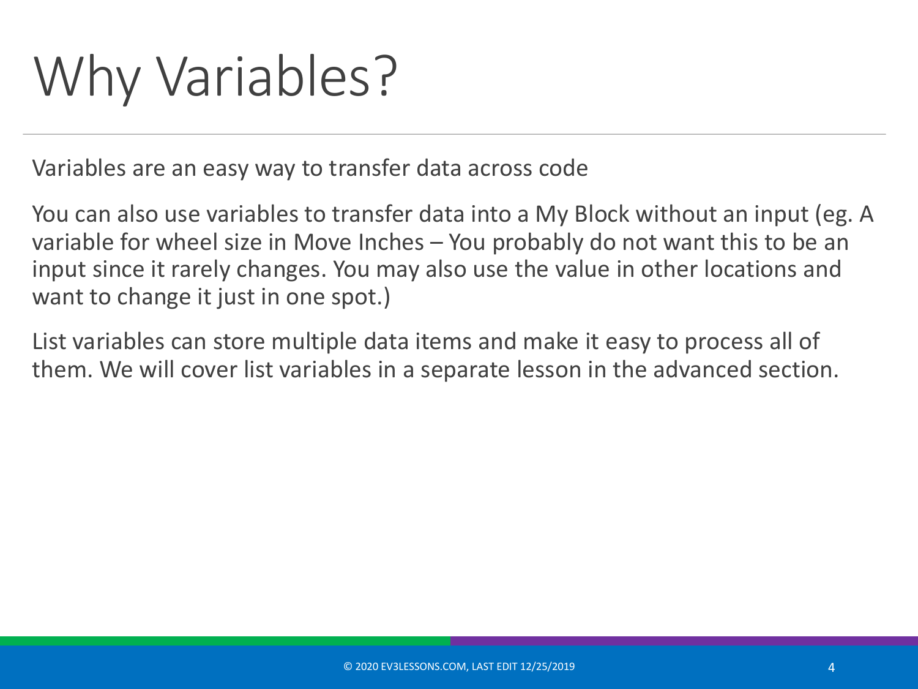# Why Variables?

Variables are an easy way to transfer data across code

You can also use variables to transfer data into a My Block without an input (eg. A variable for wheel size in Move Inches – You probably do not want this to be an input since it rarely changes. You may also use the value in other locations and want to change it just in one spot.)

List variables can store multiple data items and make it easy to process all of them. We will cover list variables in a separate lesson in the advanced section.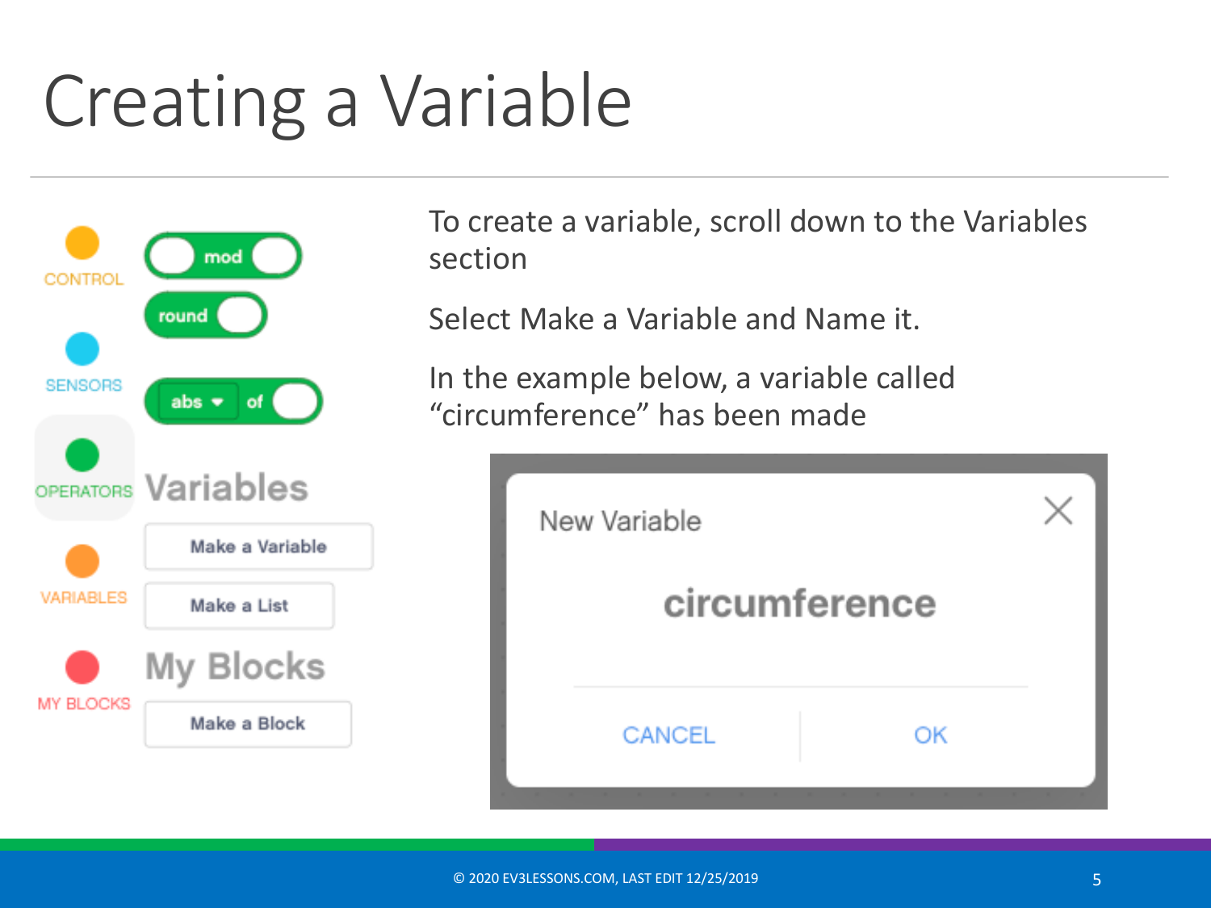# Creating a Variable

To create a variable, scroll down to the Variables section

Select Make a Variable and Name it.

In the example below, a variable called "circumference" has been made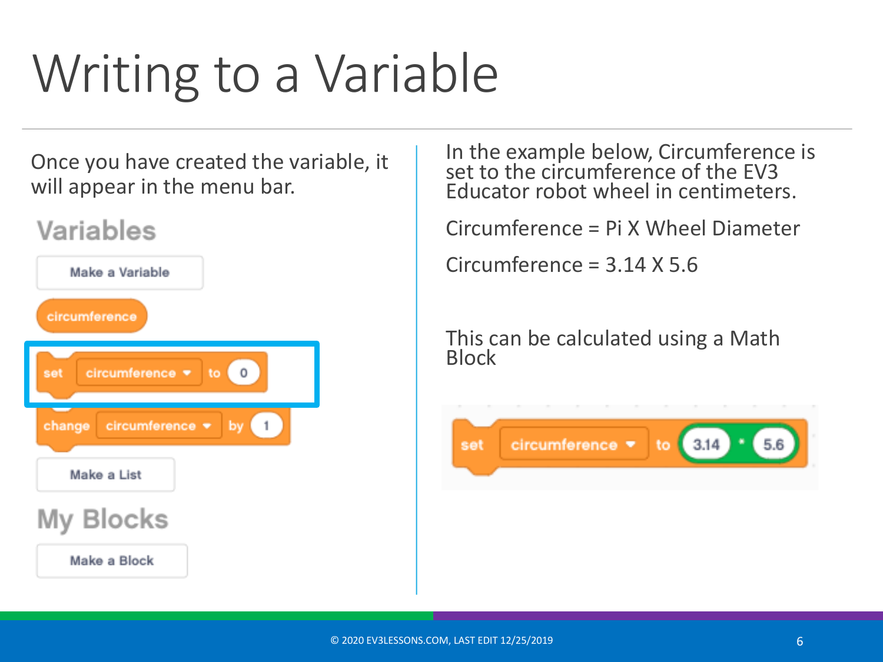# Writing to a Variable

Once you have created the variable, it will appear in the menu bar.

Variables

Make a Variable

circumference

set circumference to 0

change circumference by 1

Make a List

My Blocks

Make a Block

In the example below, Circumference is set to the circumference of the EV3 Educator robot wheel in centimeters.

Circumference = Pi X Wheel Diameter

Circumference = 3.14 X 5.6

This can be calculated using a Math Block

set circumference to 3.14 * 5.6

© 2020 EV3LESSONS.COM, LAST EDIT 12/25/2019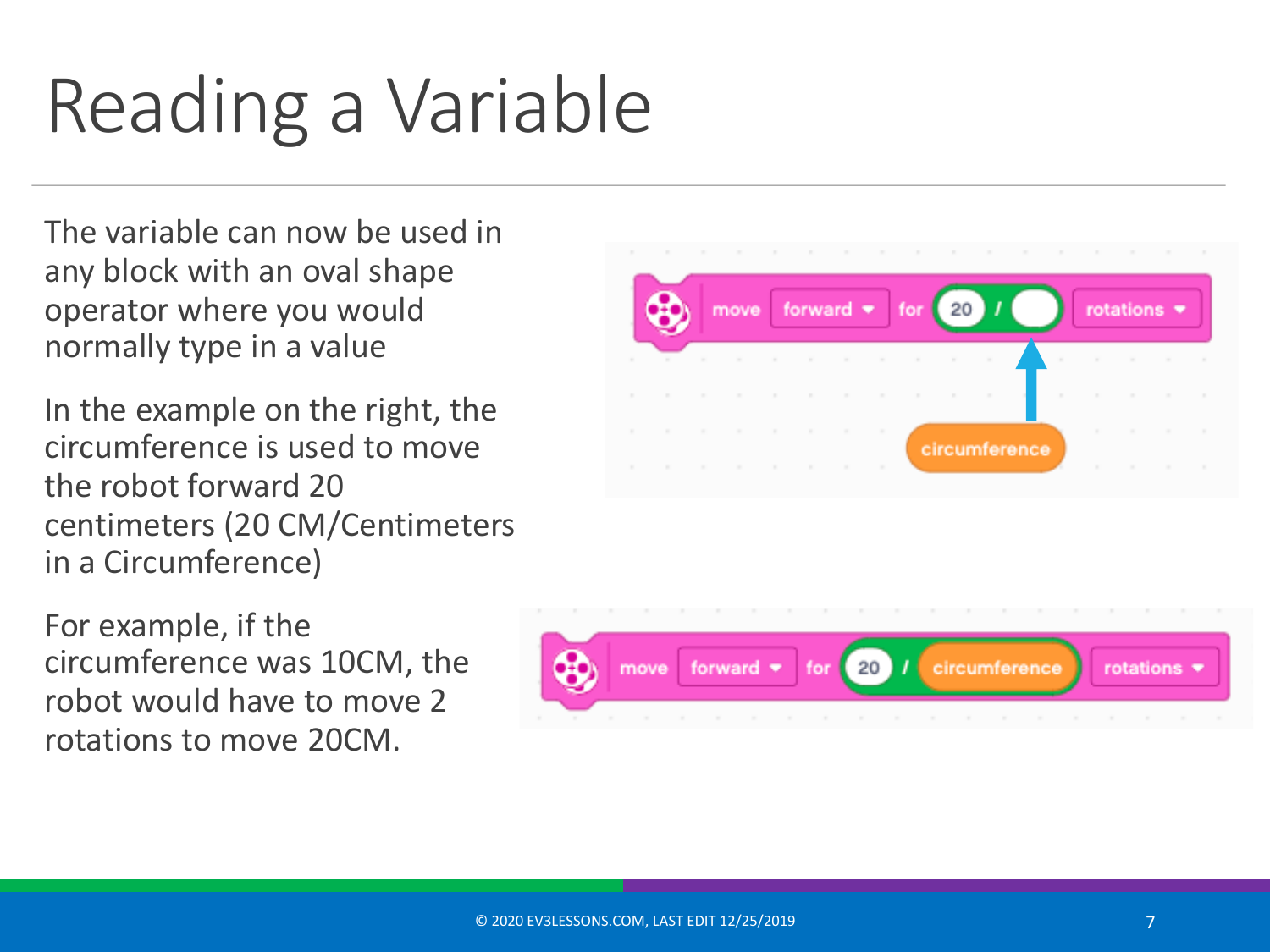# Reading a Variable

The variable can now be used in any block with an oval shape operator where you would normally type in a value

In the example on the right, the circumference is used to move the robot forward 20 centimeters (20 CM/Centimeters in a Circumference)

For example, if the circumference was 10CM, the robot would have to move 2 rotations to move 20CM.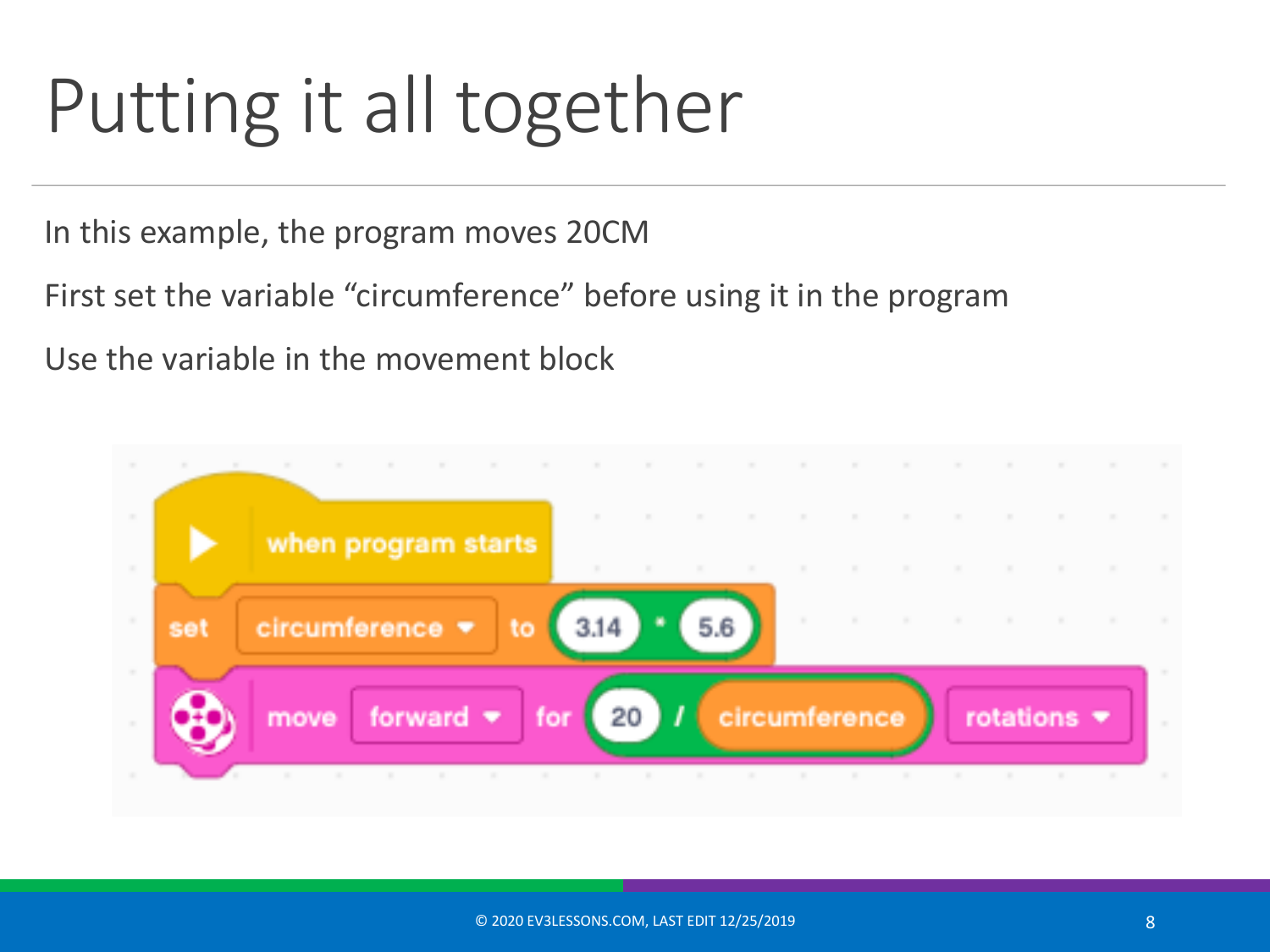# Putting it all together

In this example, the program moves 20CM

First set the variable "circumference" before using it in the program

Use the variable in the movement block

```
when program starts
set circumference ▾ to 3.14 * 5.6
move forward ▾ for 20 / circumference rotations ▾
```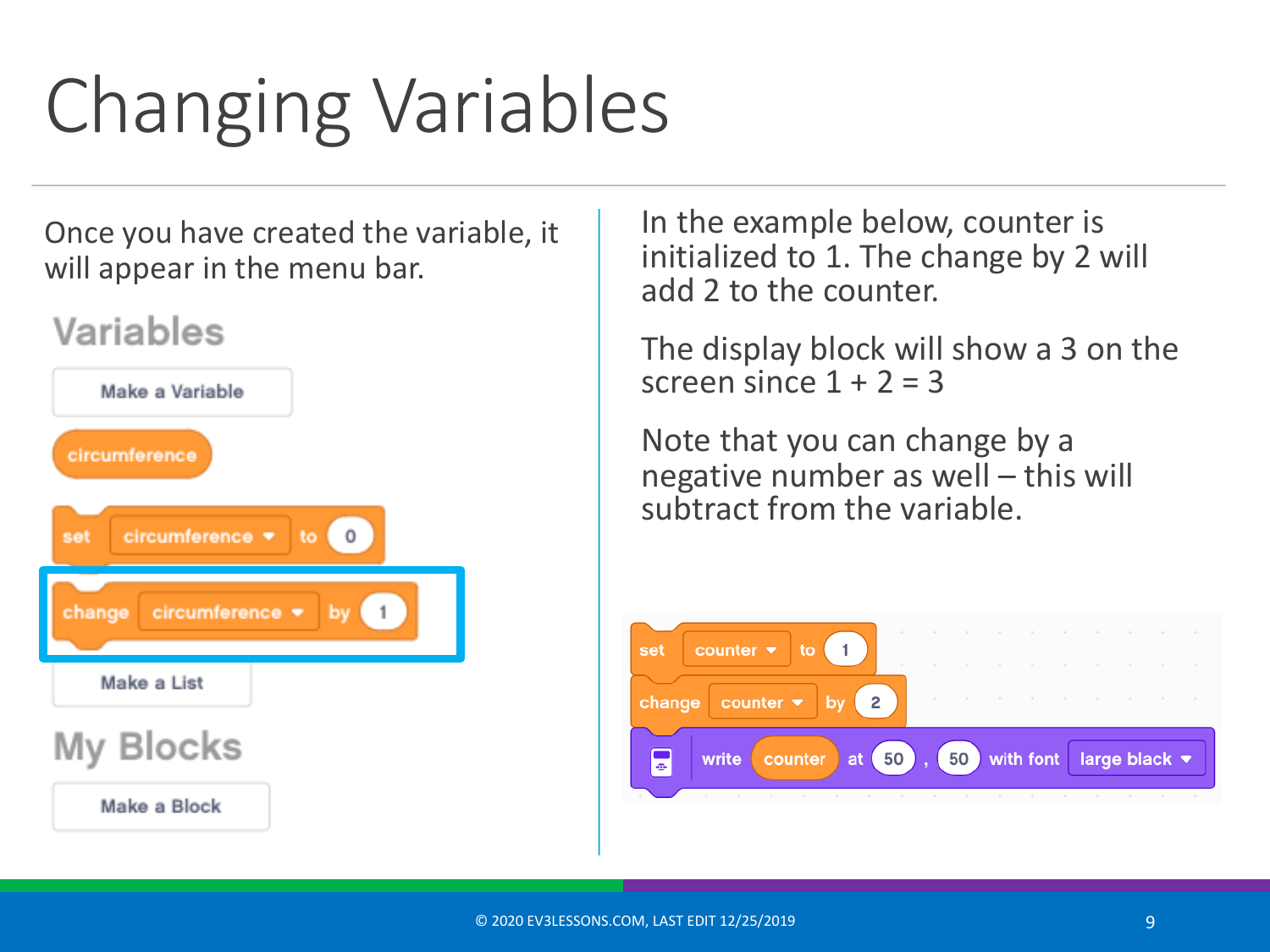# Changing Variables

Once you have created the variable, it will appear in the menu bar.

Variables

Make a Variable

circumference

set circumference to 0

change circumference by 1

Make a List

My Blocks

Make a Block

In the example below, counter is initialized to 1. The change by 2 will add 2 to the counter.

The display block will show a 3 on the screen since 1 + 2 = 3

Note that you can change by a negative number as well – this will subtract from the variable.

```
set counter to 1
change counter by 2
write counter at 50 , 50 with font large black
```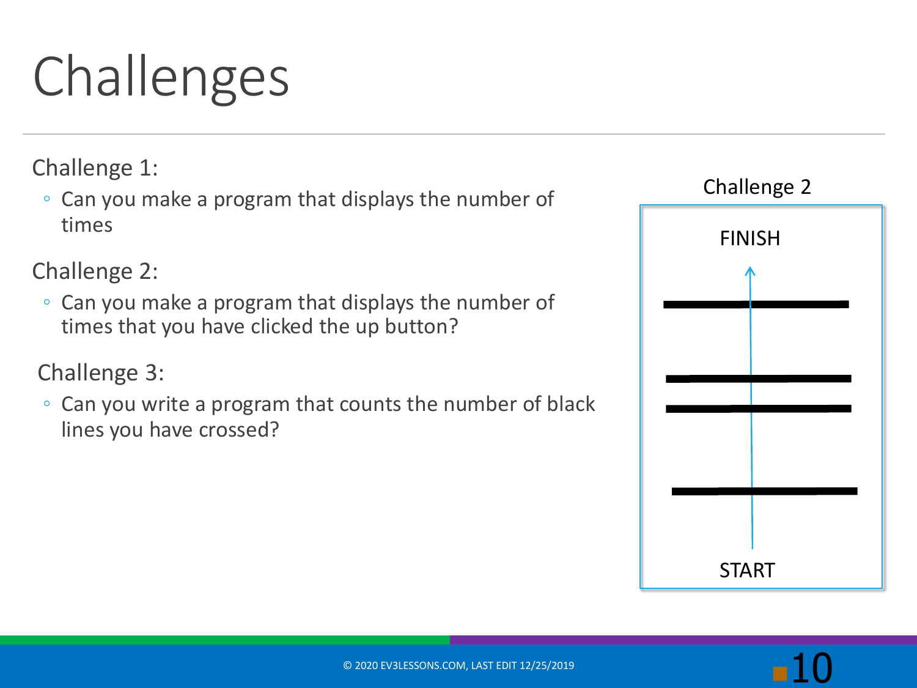# Challenges

Challenge 1:

- Can you make a program that displays the number of times

Challenge 2:

- Can you make a program that displays the number of times that you have clicked the up button?

Challenge 3:

- Can you write a program that counts the number of black lines have crossed?

Challenge 2

FINISH

START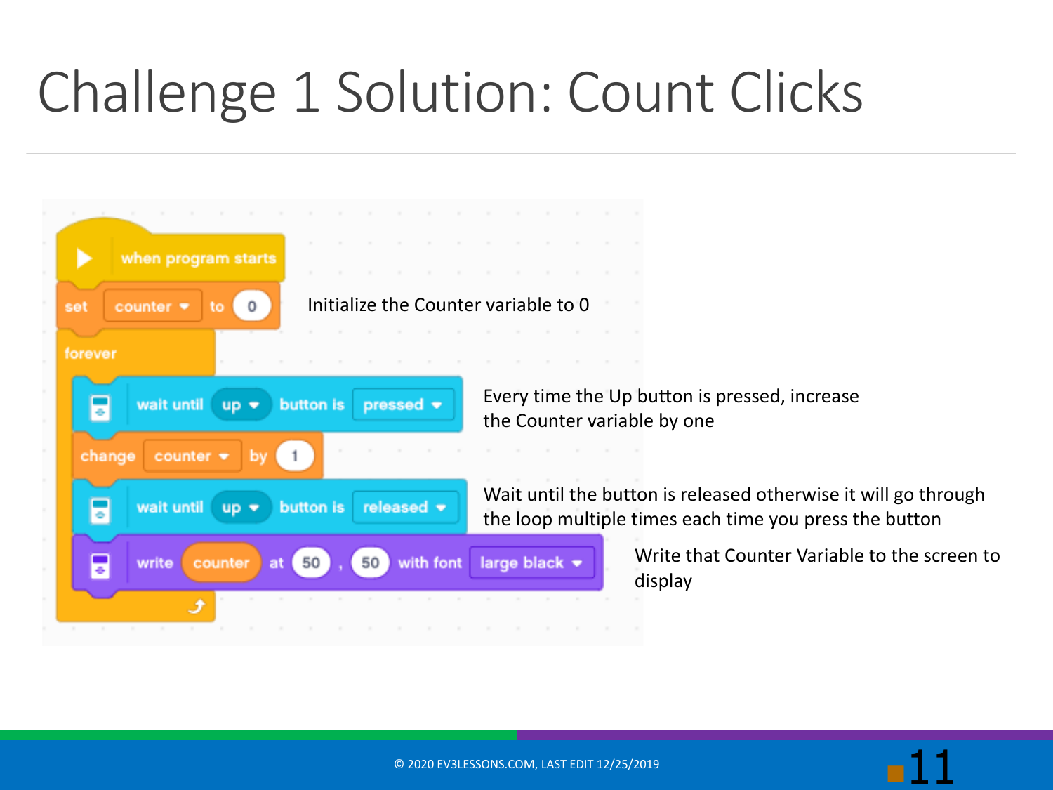# Challenge 1 Solution: Count Clicks

```
when program starts
set counter to 0
forever
    wait until up button is pressed
    change counter by 1
    wait until up button is released
    write counter at 50 , 50 with font large black
```

Initialize the Counter variable to 0

Every time the Up button is pressed, increase the Counter variable by one

Wait until the button is released otherwise it will go through the loop multiple times each time you press the button

Write that Counter Variable to the screen to display

© 2020 EV3LESSONS.COM, LAST EDIT 12/25/2019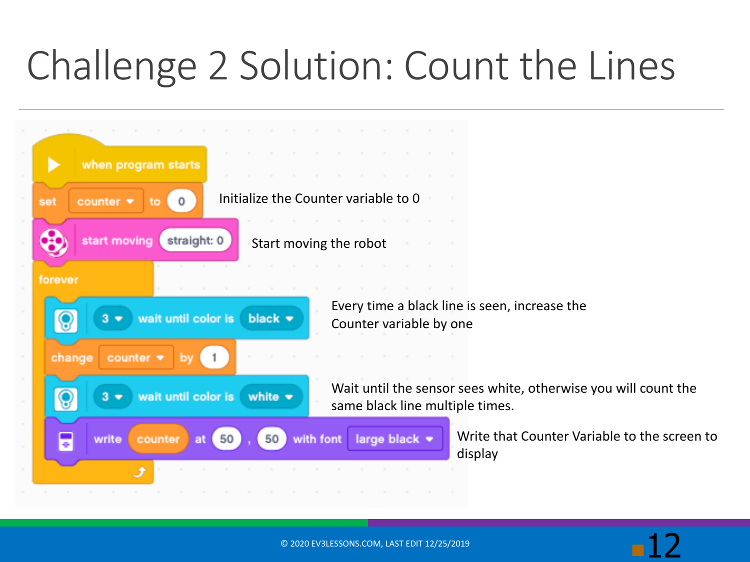# Challenge 2 Solution: Count the Lines

```
when program starts
set counter to 0
start moving straight: 0
forever
    3 wait until color is black
    change counter by 1
    3 wait until color is white
    write counter at 50 , 50 with font large black
```

Initialize the Counter variable to 0

Start moving the robot

Every time a black line is seen, increase the Counter variable by one

Wait until the sensor sees white, otherwise you will count the same black line multiple times.

Write that Counter Variable to the screen to display

© 2020 EV3LESSONS.COM, LAST EDIT 12/25/2019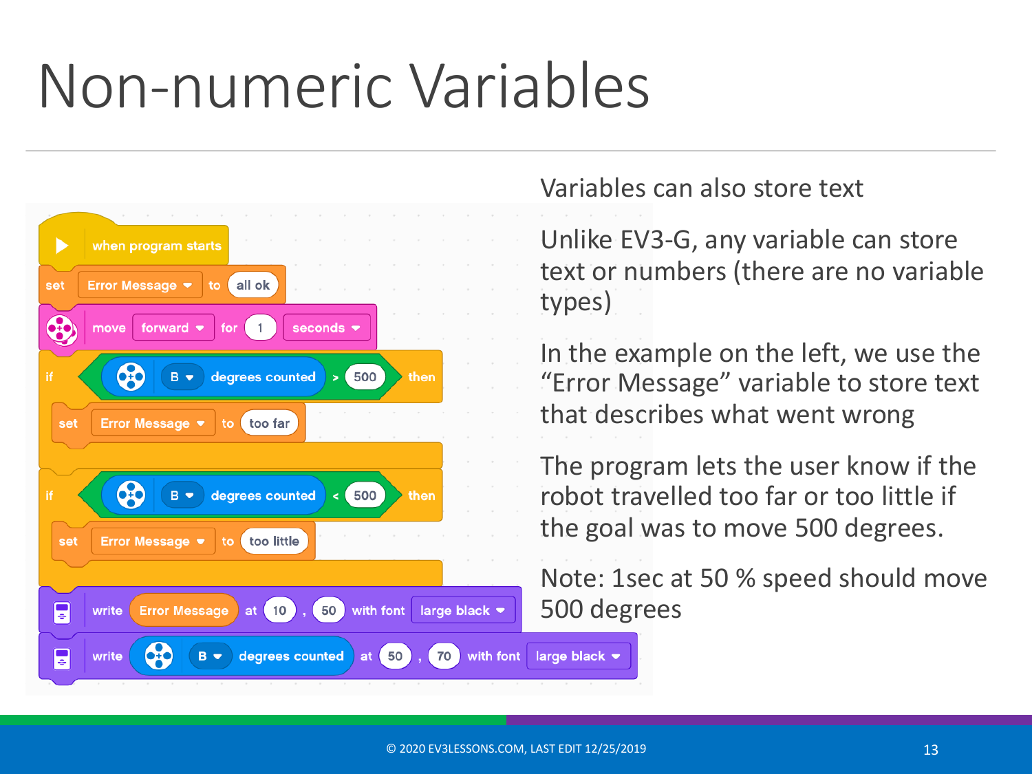# Non-numeric Variables

```
when program starts
set Error Message to all ok
move forward for 1 seconds
if B degrees counted > 500 then
    set Error Message to too far
if B degrees counted < 500 then
    set Error Message to too little
write Error Message at 10 , 50 with font large black
write B degrees counted at 50 , 70 with font large black
```

Variables can also store text

Unlike EV3-G, any variable can store text or numbers (there are no variable types)

In the example on the left, we use the "Error Message" variable to store text that describes what went wrong

The program lets the user know if the robot travelled too far or too little if the goal was to move 500 degrees.

Note: 1sec at 50 % speed should move 500 degrees

© 2020 EV3LESSONS.COM, LAST EDIT 12/25/2019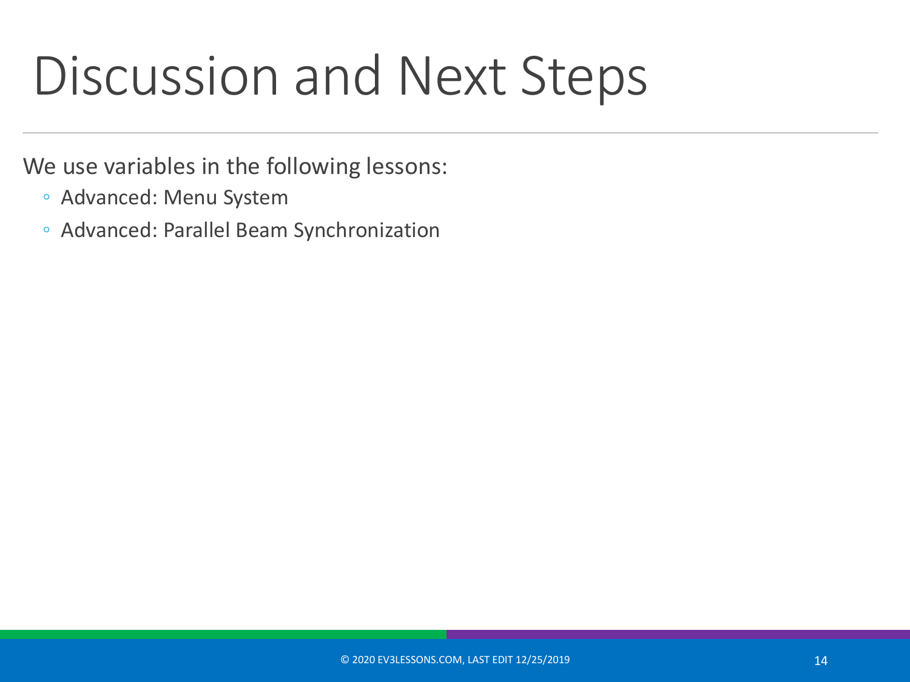# Discussion and Next Steps

We use variables in the following lessons:

- Advanced: Menu System
- Advanced: Parallel Beam Synchronization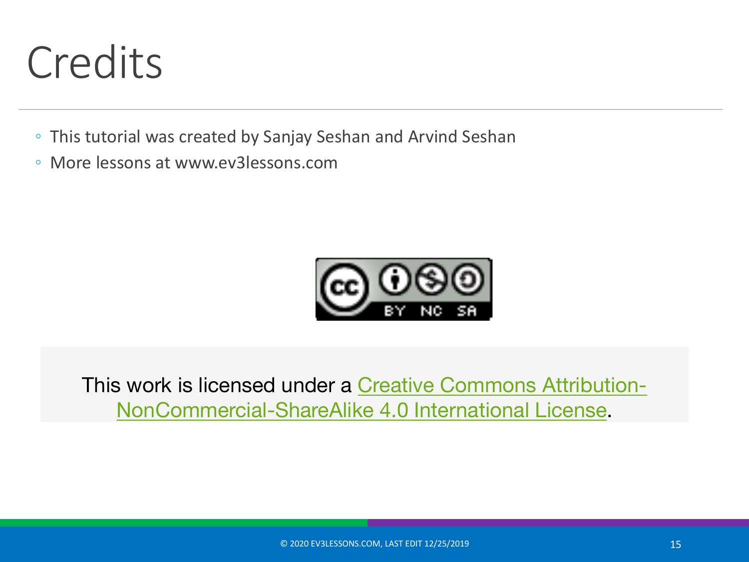# Credits

- This tutorial was created by Sanjay Seshan and Arvind Seshan
- More lessons at www.ev3lessons.com

This work is licensed under a Creative Commons Attribution-NonCommercial-ShareAlike 4.0 International License.